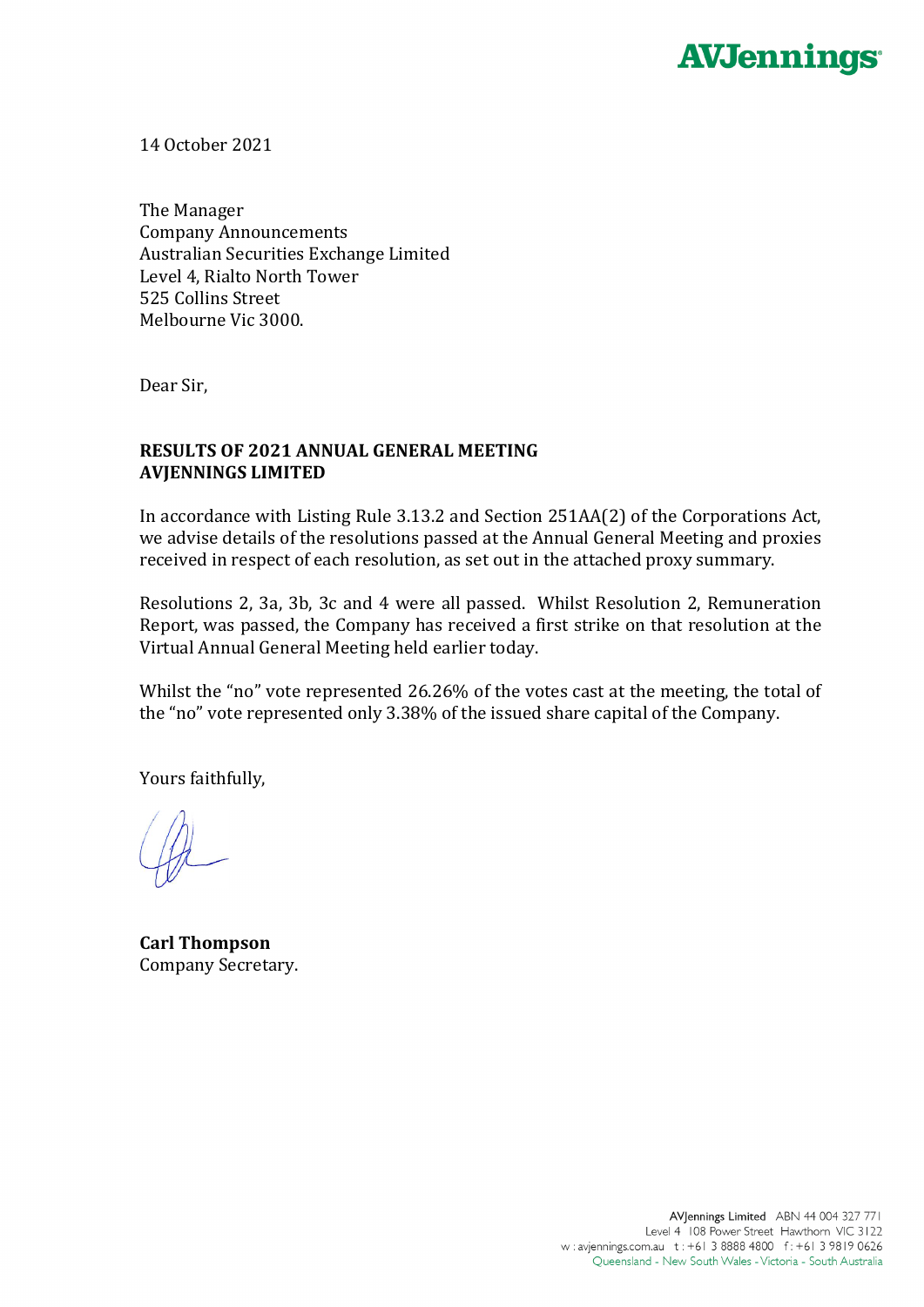14 October 2021

The Manager
Company Announcements
Australian Securities Exchange Limited
Level 4, Rialto North Tower
525 Collins Street
Melbourne Vic 3000.

Dear Sir,

**RESULTS OF 2021 ANNUAL GENERAL MEETING**
**AVJENNINGS LIMITED**

In accordance with Listing Rule 3.13.2 and Section 251AA(2) of the Corporations Act, we advise details of the resolutions passed at the Annual General Meeting and proxies received in respect of each resolution, as set out in the attached proxy summary.

Resolutions 2, 3a, 3b, 3c and 4 were all passed. Whilst Resolution 2, Remuneration Report, was passed, the Company has received a first strike on that resolution at the Virtual Annual General Meeting held earlier today.

Whilst the "no" vote represented 26.26% of the votes cast at the meeting, the total of the "no" vote represented only 3.38% of the issued share capital of the Company.

Yours faithfully,

**Carl Thompson**
Company Secretary.

AVJennings Limited ABN 44 004 327 771
Level 4 108 Power Street Hawthorn VIC 3122
w : avjennings.com.au t : +61 3 8888 4800 f : +61 3 9819 0626
Queensland - New South Wales - Victoria - South Australia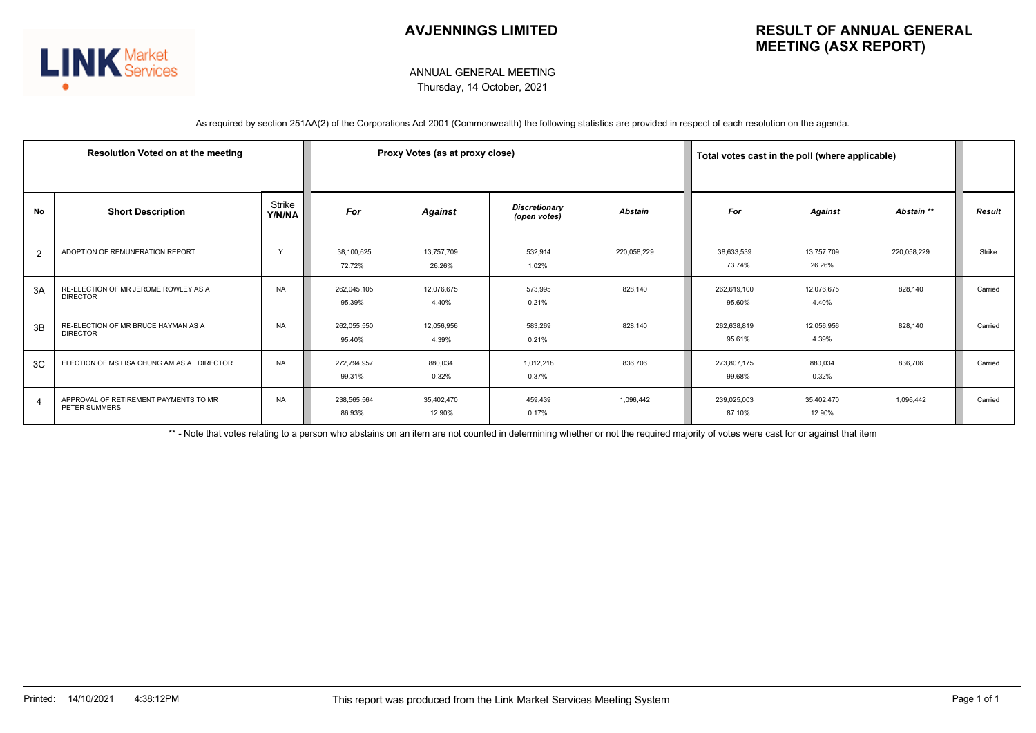# AVJENNINGS LIMITED

# RESULT OF ANNUAL GENERAL MEETING (ASX REPORT)

ANNUAL GENERAL MEETING
Thursday, 14 October, 2021

As required by section 251AA(2) of the Corporations Act 2001 (Commonwealth) the following statistics are provided in respect of each resolution on the agenda.

| Resolution Voted on at the meeting | | | Proxy Votes (as at proxy close) | | | | Total votes cast in the poll (where applicable) | | | |
|---|---|---|---|---|---|---|---|---|---|---|
| **No** | **Short Description** | **Strike Y/N/NA** | ***For*** | ***Against*** | ***Discretionary (open votes)*** | ***Abstain*** | ***For*** | ***Against*** | ***Abstain \*\**** | ***Result*** |
| 2 | ADOPTION OF REMUNERATION REPORT | Y | 38,100,625<br>72.72% | 13,757,709<br>26.26% | 532,914<br>1.02% | 220,058,229 | 38,633,539<br>73.74% | 13,757,709<br>26.26% | 220,058,229 | Strike |
| 3A | RE-ELECTION OF MR JEROME ROWLEY AS A DIRECTOR | NA | 262,045,105<br>95.39% | 12,076,675<br>4.40% | 573,995<br>0.21% | 828,140 | 262,619,100<br>95.60% | 12,076,675<br>4.40% | 828,140 | Carried |
| 3B | RE-ELECTION OF MR BRUCE HAYMAN AS A DIRECTOR | NA | 262,055,550<br>95.40% | 12,056,956<br>4.39% | 583,269<br>0.21% | 828,140 | 262,638,819<br>95.61% | 12,056,956<br>4.39% | 828,140 | Carried |
| 3C | ELECTION OF MS LISA CHUNG AM AS A DIRECTOR | NA | 272,794,957<br>99.31% | 880,034<br>0.32% | 1,012,218<br>0.37% | 836,706 | 273,807,175<br>99.68% | 880,034<br>0.32% | 836,706 | Carried |
| 4 | APPROVAL OF RETIREMENT PAYMENTS TO MR PETER SUMMERS | NA | 238,565,564<br>86.93% | 35,402,470<br>12.90% | 459,439<br>0.17% | 1,096,442 | 239,025,003<br>87.10% | 35,402,470<br>12.90% | 1,096,442 | Carried |

** - Note that votes relating to a person who abstains on an item are not counted in determining whether or not the required majority of votes were cast for or against that item

Printed: 14/10/2021 4:38:12PM

This report was produced from the Link Market Services Meeting System